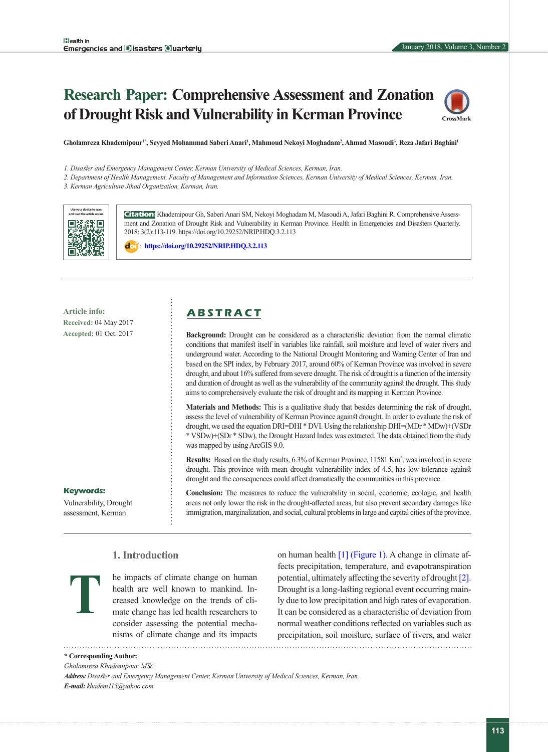# Research Paper: Comprehensive Assessment and Zonation of Drought Risk and Vulnerability in Kerman Province

Gholamreza Khademipour[1*], Seyyed Mohammad Saberi Anari[1], Mahmoud Nekoyi Moghadam[2], Ahmad Masoudi[3], Reza Jafari Baghini[1]

1. Disaster and Emergency Management Center, Kerman University of Medical Sciences, Kerman, Iran.
2. Department of Health Management, Faculty of Management and Information Sciences, Kerman University of Medical Sciences, Kerman, Iran.
3. Kerman Agriculture Jihad Organization, Kerman, Iran.

**Citation:** Khademipour Gh, Saberi Anari SM, Nekoyi Moghadam M, Masoudi A, Jafari Baghini R. Comprehensive Assessment and Zonation of Drought Risk and Vulnerability in Kerman Province. Health in Emergencies and Disasters Quarterly. 2018; 3(2):113-119. https://doi.org/10.29252/NRIP.HDQ.3.2.113

doi: https://doi.org/10.29252/NRIP.HDQ.3.2.113

**Article info:**
**Received:** 04 May 2017
**Accepted:** 01 Oct. 2017

## ABSTRACT

**Background:** Drought can be considered as a characteristic deviation from the normal climatic conditions that manifest itself in variables like rainfall, soil moisture and level of water rivers and underground water. According to the National Drought Monitoring and Warning Center of Iran and based on the SPI index, by February 2017, around 60% of Kerman Province was involved in severe drought, and about 16% suffered from severe drought. The risk of drought is a function of the intensity and duration of drought as well as the vulnerability of the community against the drought. This study aims to comprehensively evaluate the risk of drought and its mapping in Kerman Province.

**Materials and Methods:** This is a qualitative study that besides determining the risk of drought, assess the level of vulnerability of Kerman Province against drought. In order to evaluate the risk of drought, we used the equation DRI=DHI * DVI. Using the relationship DHI=(MDr * MDw)+(VSDr * VSDw)+(SDr * SDw), the Drought Hazard Index was extracted. The data obtained from the study was mapped by using ArcGIS 9.0.

**Results:** Based on the study results, 6.3% of Kerman Province, 11581 Km$^2$, was involved in severe drought. This province with mean drought vulnerability index of 4.5, has low tolerance against drought and the consequences could affect dramatically the communities in this province.

**Conclusion:** The measures to reduce the vulnerability in social, economic, ecologic, and health areas not only lower the risk in the drought-affected areas, but also prevent secondary damages like immigration, marginalization, and social, cultural problems in large and capital cities of the province.

**Keywords:**
Vulnerability, Drought assessment, Kerman

## 1. Introduction

The impacts of climate change on human health are well known to mankind. Increased knowledge on the trends of climate change has led health researchers to consider assessing the potential mechanisms of climate change and its impacts on human health [1] (Figure 1). A change in climate affects precipitation, temperature, and evapotranspiration potential, ultimately affecting the severity of drought [2]. Drought is a long-lasting regional event occurring mainly due to low precipitation and high rates of evaporation. It can be considered as a characteristic of deviation from normal weather conditions reflected on variables such as precipitation, soil moisture, surface of rivers, and water

\* **Corresponding Author:**
*Gholamreza Khademipour, MSc.*
***Address:*** *Disaster and Emergency Management Center, Kerman University of Medical Sciences, Kerman, Iran.*
***E-mail:*** *khadem115@yahoo.com*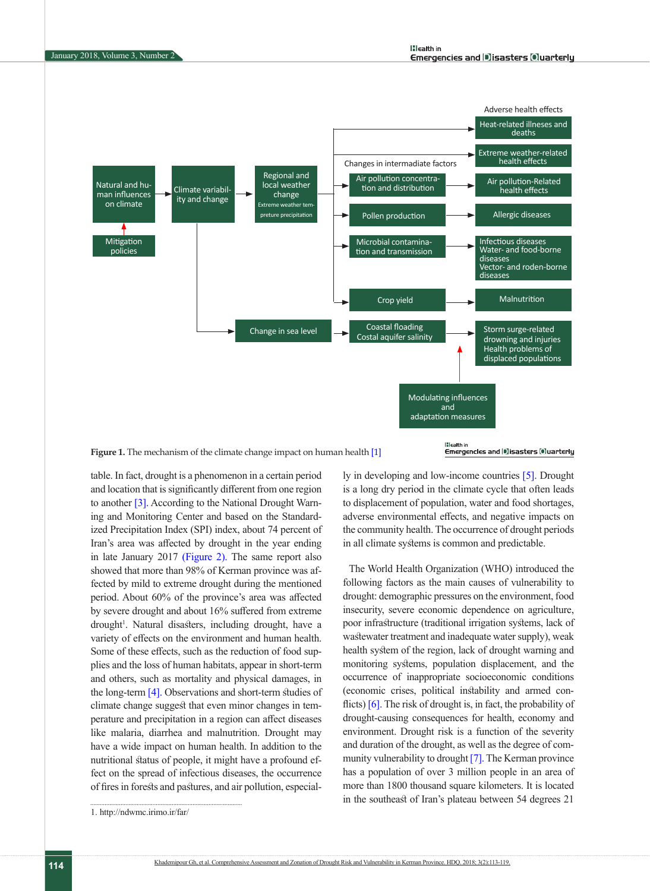Figure 1. The mechanism of the climate change impact on human health [1]

table. In fact, drought is a phenomenon in a certain period and location that is significantly different from one region to another [3]. According to the National Drought Warning and Monitoring Center and based on the Standardized Precipitation Index (SPI) index, about 74 percent of Iran's area was affected by drought in the year ending in late January 2017 (Figure 2). The same report also showed that more than 98% of Kerman province was affected by mild to extreme drought during the mentioned period. About 60% of the province's area was affected by severe drought and about 16% suffered from extreme drought[1]. Natural disasters, including drought, have a variety of effects on the environment and human health. Some of these effects, such as the reduction of food supplies and the loss of human habitats, appear in short-term and others, such as mortality and physical damages, in the long-term [4]. Observations and short-term studies of climate change suggest that even minor changes in temperature and precipitation in a region can affect diseases like malaria, diarrhea and malnutrition. Drought may have a wide impact on human health. In addition to the nutritional status of people, it might have a profound effect on the spread of infectious diseases, the occurrence of fires in forests and pastures, and air pollution, especially in developing and low-income countries [5]. Drought is a long dry period in the climate cycle that often leads to displacement of population, water and food shortages, adverse environmental effects, and negative impacts on the community health. The occurrence of drought periods in all climate systems is common and predictable.

The World Health Organization (WHO) introduced the following factors as the main causes of vulnerability to drought: demographic pressures on the environment, food insecurity, severe economic dependence on agriculture, poor infrastructure (traditional irrigation systems, lack of wastewater treatment and inadequate water supply), weak health system of the region, lack of drought warning and monitoring systems, population displacement, and the occurrence of inappropriate socioeconomic conditions (economic crises, political instability and armed conflicts) [6]. The risk of drought is, in fact, the probability of drought-causing consequences for health, economy and environment. Drought risk is a function of the severity and duration of the drought, as well as the degree of community vulnerability to drought [7]. The Kerman province has a population of over 3 million people in an area of more than 1800 thousand square kilometers. It is located in the southeast of Iran's plateau between 54 degrees 21

1. http://ndwmc.irimo.ir/far/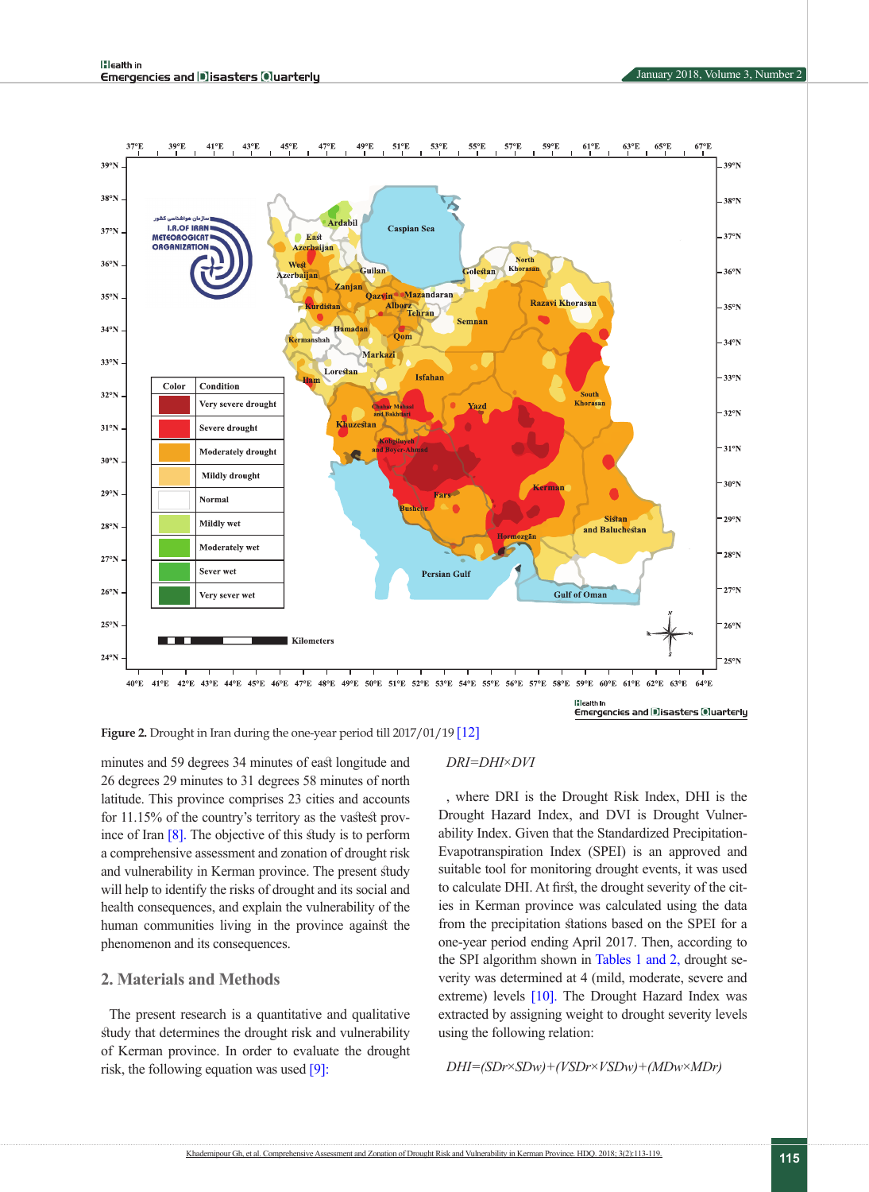**Figure 2.** Drought in Iran during the one-year period till 2017/01/19 [12]

minutes and 59 degrees 34 minutes of east longitude and 26 degrees 29 minutes to 31 degrees 58 minutes of north latitude. This province comprises 23 cities and accounts for 11.15% of the country's territory as the vastest province of Iran [8]. The objective of this study is to perform a comprehensive assessment and zonation of drought risk and vulnerability in Kerman province. The present study will help to identify the risks of drought and its social and health consequences, and explain the vulnerability of the human communities living in the province against the phenomenon and its consequences.

## 2. Materials and Methods

The present research is a quantitative and qualitative study that determines the drought risk and vulnerability of Kerman province. In order to evaluate the drought risk, the following equation was used [9]:

$$DRI=DHI\times DVI$$

, where DRI is the Drought Risk Index, DHI is the Drought Hazard Index, and DVI is Drought Vulnerability Index. Given that the Standardized Precipitation-Evapotranspiration Index (SPEI) is an approved and suitable tool for monitoring drought events, it was used to calculate DHI. At first, the drought severity of the cities in Kerman province was calculated using the data from the precipitation stations based on the SPEI for a one-year period ending April 2017. Then, according to the SPI algorithm shown in Tables 1 and 2, drought severity was determined at 4 (mild, moderate, severe and extreme) levels [10]. The Drought Hazard Index was extracted by assigning weight to drought severity levels using the following relation:

$$DHI=(SDr\times SDw)+(VSDr\times VSDw)+(MDw\times MDr)$$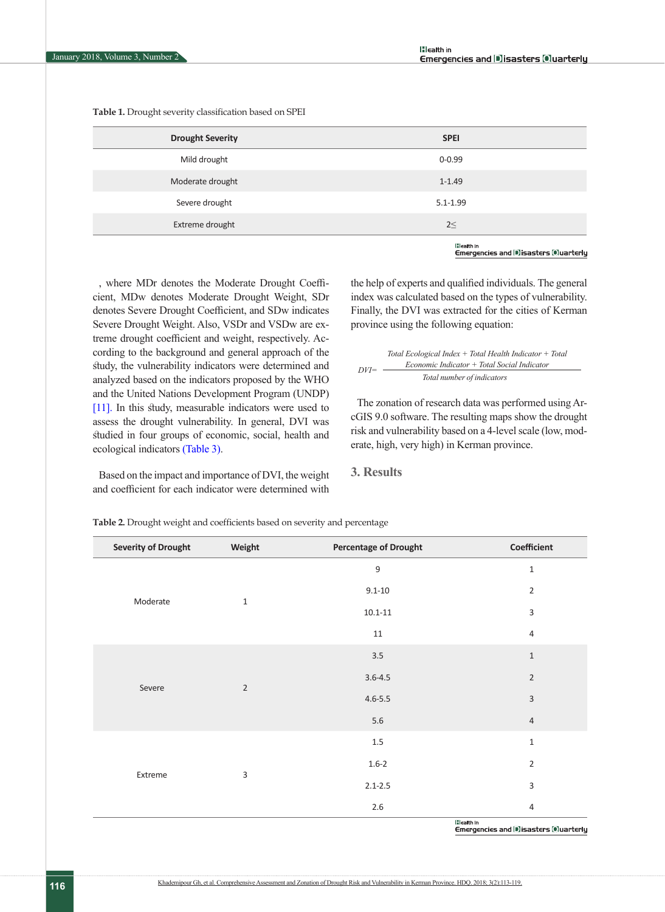**Table 1.** Drought severity classification based on SPEI

| Drought Severity | SPEI |
|---|---|
| Mild drought | 0-0.99 |
| Moderate drought | 1-1.49 |
| Severe drought | 5.1-1.99 |
| Extreme drought | 2≤ |

, where MDr denotes the Moderate Drought Coefficient, MDw denotes Moderate Drought Weight, SDr denotes Severe Drought Coefficient, and SDw indicates Severe Drought Weight. Also, VSDr and VSDw are extreme drought coefficient and weight, respectively. According to the background and general approach of the study, the vulnerability indicators were determined and analyzed based on the indicators proposed by the WHO and the United Nations Development Program (UNDP) [11]. In this study, measurable indicators were used to assess the drought vulnerability. In general, DVI was studied in four groups of economic, social, health and ecological indicators (Table 3).

Based on the impact and importance of DVI, the weight and coefficient for each indicator were determined with the help of experts and qualified individuals. The general index was calculated based on the types of vulnerability. Finally, the DVI was extracted for the cities of Kerman province using the following equation:

$$DVI = \frac{\text{Total Ecological Index} + \text{Total Health Indicator} + \text{Total Economic Indicator} + \text{Total Social Indicator}}{\text{Total number of indicators}}$$

The zonation of research data was performed using ArcGIS 9.0 software. The resulting maps show the drought risk and vulnerability based on a 4-level scale (low, moderate, high, very high) in Kerman province.

## 3. Results

**Table 2.** Drought weight and coefficients based on severity and percentage

| Severity of Drought | Weight | Percentage of Drought | Coefficient |
|---|---|---|---|
| Moderate | 1 | 9 | 1 |
| | | 9.1-10 | 2 |
| | | 10.1-11 | 3 |
| | | 11 | 4 |
| Severe | 2 | 3.5 | 1 |
| | | 3.6-4.5 | 2 |
| | | 4.6-5.5 | 3 |
| | | 5.6 | 4 |
| Extreme | 3 | 1.5 | 1 |
| | | 1.6-2 | 2 |
| | | 2.1-2.5 | 3 |
| | | 2.6 | 4 |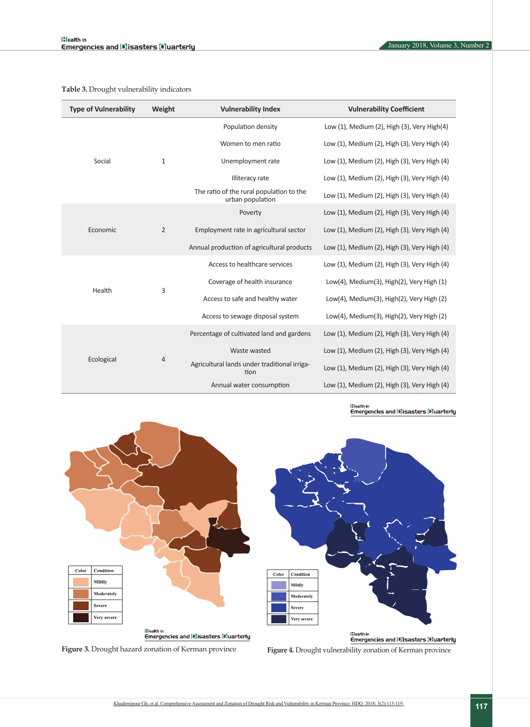**Table 3.** Drought vulnerability indicators

| Type of Vulnerability | Weight | Vulnerability Index | Vulnerability Coefficient |
|---|---|---|---|
| Social | 1 | Population density | Low (1), Medium (2), High (3), Very High(4) |
| | | Women to men ratio | Low (1), Medium (2), High (3), Very High (4) |
| | | Unemployment rate | Low (1), Medium (2), High (3), Very High (4) |
| | | Illiteracy rate | Low (1), Medium (2), High (3), Very High (4) |
| | | The ratio of the rural population to the urban population | Low (1), Medium (2), High (3), Very High (4) |
| Economic | 2 | Poverty | Low (1), Medium (2), High (3), Very High (4) |
| | | Employment rate in agricultural sector | Low (1), Medium (2), High (3), Very High (4) |
| | | Annual production of agricultural products | Low (1), Medium (2), High (3), Very High (4) |
| Health | 3 | Access to healthcare services | Low (1), Medium (2), High (3), Very High (4) |
| | | Coverage of health insurance | Low(4), Medium(3), High(2), Very High (1) |
| | | Access to safe and healthy water | Low(4), Medium(3), High(2), Very High (2) |
| | | Access to sewage disposal system | Low(4), Medium(3), High(2), Very High (2) |
| Ecological | 4 | Percentage of cultivated land and gardens | Low (1), Medium (2), High (3), Very High (4) |
| | | Waste wasted | Low (1), Medium (2), High (3), Very High (4) |
| | | Agricultural lands under traditional irrigation | Low (1), Medium (2), High (3), Very High (4) |
| | | Annual water consumption | Low (1), Medium (2), High (3), Very High (4) |

| Color | Condition |
|---|---|
| | Mildly |
| | Moderately |
| | Severe |
| | Very severe |

**Figure 3.** Drought hazard zonation of Kerman province

| Color | Condition |
|---|---|
| | Mildly |
| | Moderately |
| | Severe |
| | Very severe |

**Figure 4.** Drought vulnerability zonation of Kerman province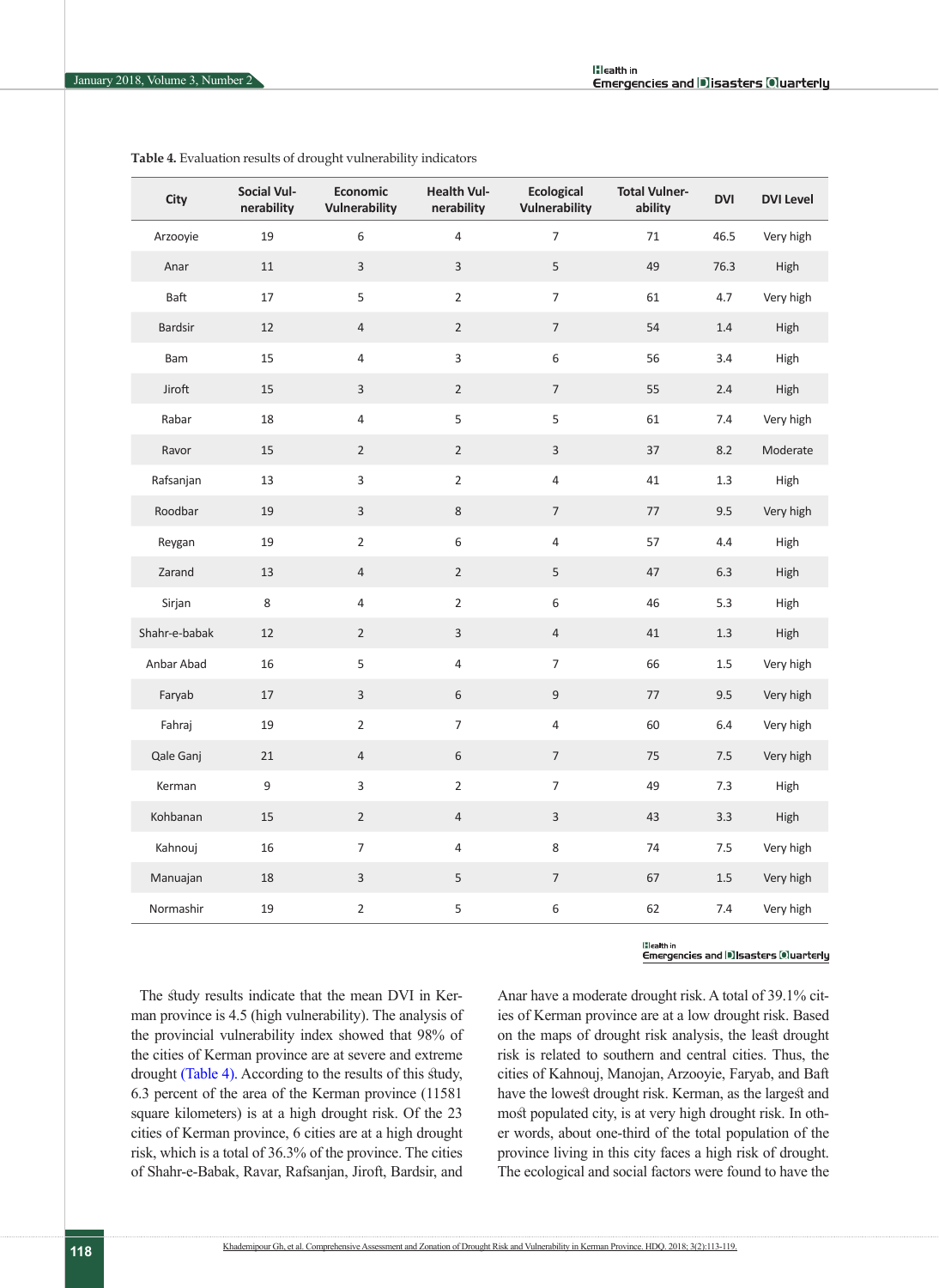**Table 4.** Evaluation results of drought vulnerability indicators

| City | Social Vulnerability | Economic Vulnerability | Health Vulnerability | Ecological Vulnerability | Total Vulnerability | DVI | DVI Level |
|---|---|---|---|---|---|---|---|
| Arzooyie | 19 | 6 | 4 | 7 | 71 | 46.5 | Very high |
| Anar | 11 | 3 | 3 | 5 | 49 | 76.3 | High |
| Baft | 17 | 5 | 2 | 7 | 61 | 4.7 | Very high |
| Bardsir | 12 | 4 | 2 | 7 | 54 | 1.4 | High |
| Bam | 15 | 4 | 3 | 6 | 56 | 3.4 | High |
| Jiroft | 15 | 3 | 2 | 7 | 55 | 2.4 | High |
| Rabar | 18 | 4 | 5 | 5 | 61 | 7.4 | Very high |
| Ravor | 15 | 2 | 2 | 3 | 37 | 8.2 | Moderate |
| Rafsanjan | 13 | 3 | 2 | 4 | 41 | 1.3 | High |
| Roodbar | 19 | 3 | 8 | 7 | 77 | 9.5 | Very high |
| Reygan | 19 | 2 | 6 | 4 | 57 | 4.4 | High |
| Zarand | 13 | 4 | 2 | 5 | 47 | 6.3 | High |
| Sirjan | 8 | 4 | 2 | 6 | 46 | 5.3 | High |
| Shahr-e-babak | 12 | 2 | 3 | 4 | 41 | 1.3 | High |
| Anbar Abad | 16 | 5 | 4 | 7 | 66 | 1.5 | Very high |
| Faryab | 17 | 3 | 6 | 9 | 77 | 9.5 | Very high |
| Fahraj | 19 | 2 | 7 | 4 | 60 | 6.4 | Very high |
| Qale Ganj | 21 | 4 | 6 | 7 | 75 | 7.5 | Very high |
| Kerman | 9 | 3 | 2 | 7 | 49 | 7.3 | High |
| Kohbanan | 15 | 2 | 4 | 3 | 43 | 3.3 | High |
| Kahnouj | 16 | 7 | 4 | 8 | 74 | 7.5 | Very high |
| Manuajan | 18 | 3 | 5 | 7 | 67 | 1.5 | Very high |
| Normashir | 19 | 2 | 5 | 6 | 62 | 7.4 | Very high |

The study results indicate that the mean DVI in Kerman province is 4.5 (high vulnerability). The analysis of the provincial vulnerability index showed that 98% of the cities of Kerman province are at severe and extreme drought (Table 4). According to the results of this study, 6.3 percent of the area of the Kerman province (11581 square kilometers) is at a high drought risk. Of the 23 cities of Kerman province, 6 cities are at a high drought risk, which is a total of 36.3% of the province. The cities of Shahr-e-Babak, Ravar, Rafsanjan, Jiroft, Bardsir, and Anar have a moderate drought risk. A total of 39.1% cities of Kerman province are at a low drought risk. Based on the maps of drought risk analysis, the least drought risk is related to southern and central cities. Thus, the cities of Kahnouj, Manojan, Arzooyie, Faryab, and Baft have the lowest drought risk. Kerman, as the largest and most populated city, is at very high drought risk. In other words, about one-third of the total population of the province living in this city faces a high risk of drought. The ecological and social factors were found to have the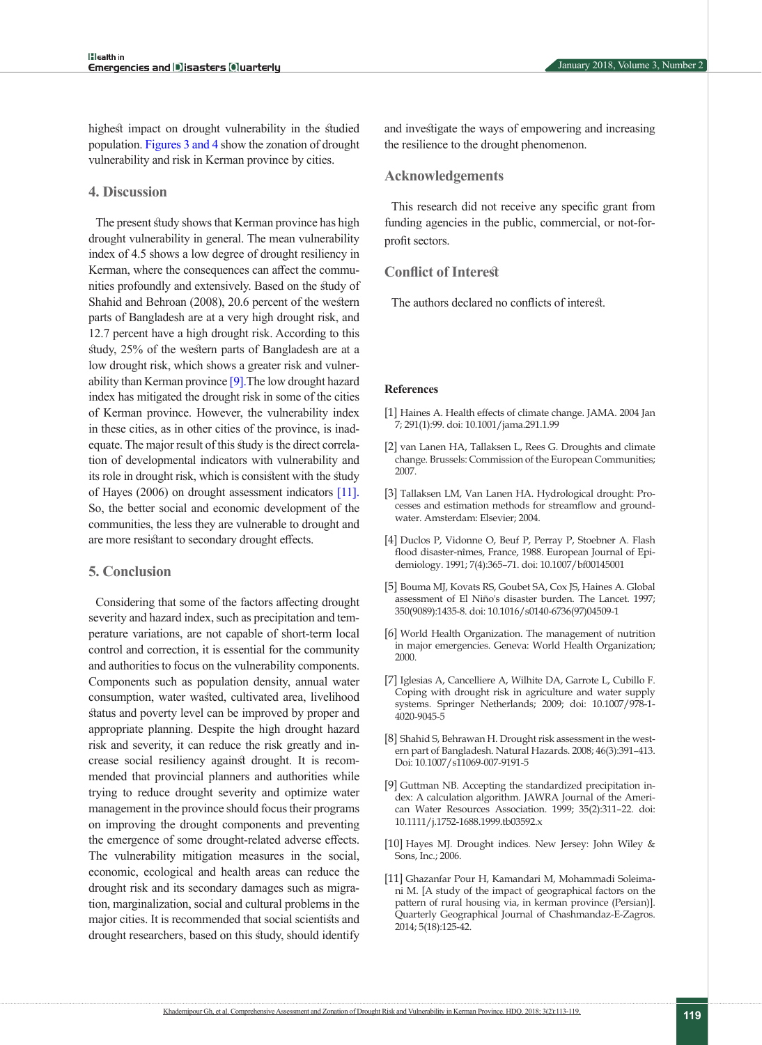highest impact on drought vulnerability in the studied population. Figures 3 and 4 show the zonation of drought vulnerability and risk in Kerman province by cities.

## 4. Discussion

The present study shows that Kerman province has high drought vulnerability in general. The mean vulnerability index of 4.5 shows a low degree of drought resiliency in Kerman, where the consequences can affect the communities profoundly and extensively. Based on the study of Shahid and Behroan (2008), 20.6 percent of the western parts of Bangladesh are at a very high drought risk, and 12.7 percent have a high drought risk. According to this study, 25% of the western parts of Bangladesh are at a low drought risk, which shows a greater risk and vulnerability than Kerman province [9].The low drought hazard index has mitigated the drought risk in some of the cities of Kerman province. However, the vulnerability index in these cities, as in other cities of the province, is inadequate. The major result of this study is the direct correlation of developmental indicators with vulnerability and its role in drought risk, which is consistent with the study of Hayes (2006) on drought assessment indicators [11]. So, the better social and economic development of the communities, the less they are vulnerable to drought and are more resistant to secondary drought effects.

## 5. Conclusion

Considering that some of the factors affecting drought severity and hazard index, such as precipitation and temperature variations, are not capable of short-term local control and correction, it is essential for the community and authorities to focus on the vulnerability components. Components such as population density, annual water consumption, water wasted, cultivated area, livelihood status and poverty level can be improved by proper and appropriate planning. Despite the high drought hazard risk and severity, it can reduce the risk greatly and increase social resiliency against drought. It is recommended that provincial planners and authorities while trying to reduce drought severity and optimize water management in the province should focus their programs on improving the drought components and preventing the emergence of some drought-related adverse effects. The vulnerability mitigation measures in the social, economic, ecological and health areas can reduce the drought risk and its secondary damages such as migration, marginalization, social and cultural problems in the major cities. It is recommended that social scientists and drought researchers, based on this study, should identify and investigate the ways of empowering and increasing the resilience to the drought phenomenon.

## Acknowledgements

This research did not receive any specific grant from funding agencies in the public, commercial, or not-for-profit sectors.

## Conflict of Interest

The authors declared no conflicts of interest.

### References

[1] Haines A. Health effects of climate change. JAMA. 2004 Jan 7; 291(1):99. doi: 10.1001/jama.291.1.99

[2] van Lanen HA, Tallaksen L, Rees G. Droughts and climate change. Brussels: Commission of the European Communities; 2007.

[3] Tallaksen LM, Van Lanen HA. Hydrological drought: Processes and estimation methods for streamflow and groundwater. Amsterdam: Elsevier; 2004.

[4] Duclos P, Vidonne O, Beuf P, Perray P, Stoebner A. Flash flood disaster-nîmes, France, 1988. European Journal of Epidemiology. 1991; 7(4):365–71. doi: 10.1007/bf00145001

[5] Bouma MJ, Kovats RS, Goubet SA, Cox JS, Haines A. Global assessment of El Niño's disaster burden. The Lancet. 1997; 350(9089):1435-8. doi: 10.1016/s0140-6736(97)04509-1

[6] World Health Organization. The management of nutrition in major emergencies. Geneva: World Health Organization; 2000.

[7] Iglesias A, Cancelliere A, Wilhite DA, Garrote L, Cubillo F. Coping with drought risk in agriculture and water supply systems. Springer Netherlands; 2009; doi: 10.1007/978-1-4020-9045-5

[8] Shahid S, Behrawan H. Drought risk assessment in the western part of Bangladesh. Natural Hazards. 2008; 46(3):391–413. Doi: 10.1007/s11069-007-9191-5

[9] Guttman NB. Accepting the standardized precipitation index: A calculation algorithm. JAWRA Journal of the American Water Resources Association. 1999; 35(2):311–22. doi: 10.1111/j.1752-1688.1999.tb03592.x

[10] Hayes MJ. Drought indices. New Jersey: John Wiley & Sons, Inc.; 2006.

[11] Ghazanfar Pour H, Kamandari M, Mohammadi Soleimani M. [A study of the impact of geographical factors on the pattern of rural housing via, in kerman province (Persian)]. Quarterly Geographical Journal of Chashmandaz-E-Zagros. 2014; 5(18):125-42.